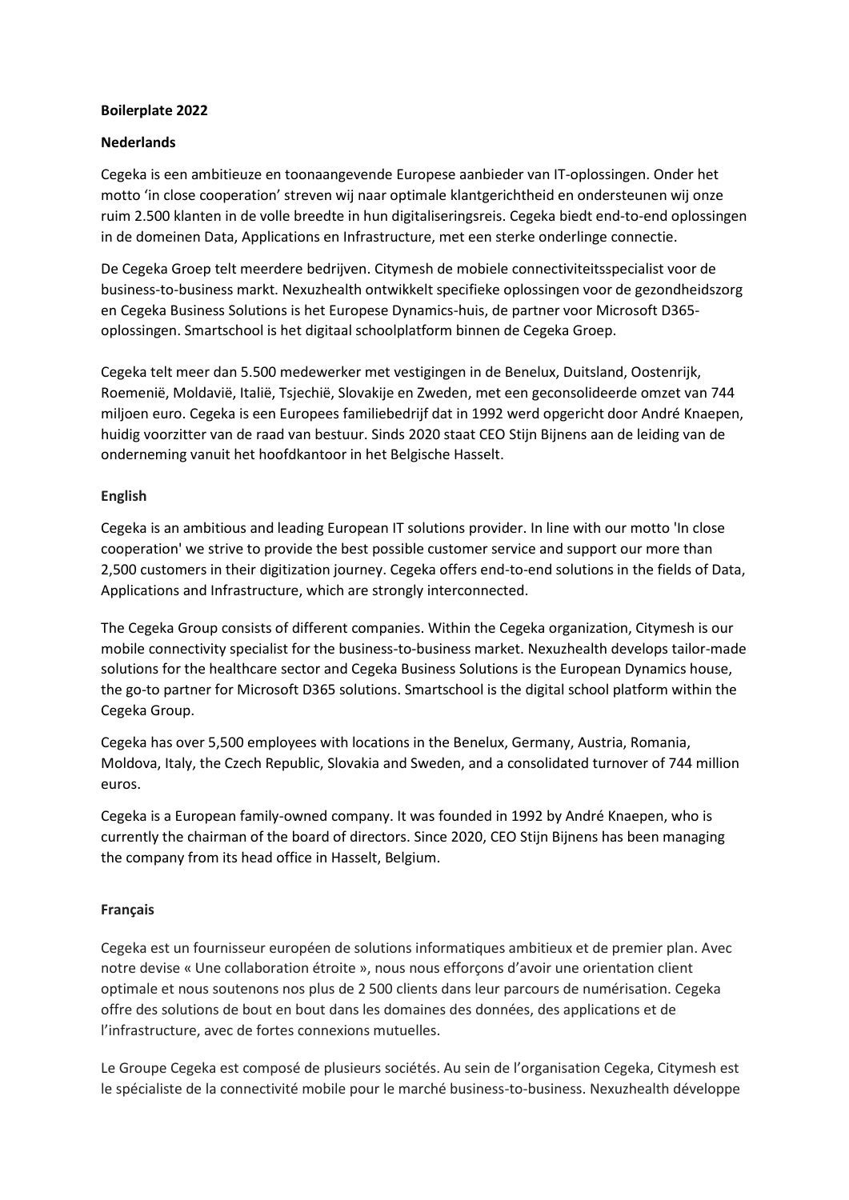**Boilerplate 2022**

**Nederlands**

Cegeka is een ambitieuze en toonaangevende Europese aanbieder van IT-oplossingen. Onder het motto 'in close cooperation' streven wij naar optimale klantgerichtheid en ondersteunen wij onze ruim 2.500 klanten in de volle breedte in hun digitaliseringsreis. Cegeka biedt end-to-end oplossingen in de domeinen Data, Applications en Infrastructure, met een sterke onderlinge connectie.

De Cegeka Groep telt meerdere bedrijven. Citymesh de mobiele connectiviteitsspecialist voor de business-to-business markt. Nexuzhealth ontwikkelt specifieke oplossingen voor de gezondheidszorg en Cegeka Business Solutions is het Europese Dynamics-huis, de partner voor Microsoft D365-oplossingen. Smartschool is het digitaal schoolplatform binnen de Cegeka Groep.

Cegeka telt meer dan 5.500 medewerker met vestigingen in de Benelux, Duitsland, Oostenrijk, Roemenië, Moldavië, Italië, Tsjechië, Slovakije en Zweden, met een geconsolideerde omzet van 744 miljoen euro. Cegeka is een Europees familiebedrijf dat in 1992 werd opgericht door André Knaepen, huidig voorzitter van de raad van bestuur. Sinds 2020 staat CEO Stijn Bijnens aan de leiding van de onderneming vanuit het hoofdkantoor in het Belgische Hasselt.

**English**

Cegeka is an ambitious and leading European IT solutions provider. In line with our motto 'In close cooperation' we strive to provide the best possible customer service and support our more than 2,500 customers in their digitization journey. Cegeka offers end-to-end solutions in the fields of Data, Applications and Infrastructure, which are strongly interconnected.

The Cegeka Group consists of different companies. Within the Cegeka organization, Citymesh is our mobile connectivity specialist for the business-to-business market. Nexuzhealth develops tailor-made solutions for the healthcare sector and Cegeka Business Solutions is the European Dynamics house, the go-to partner for Microsoft D365 solutions. Smartschool is the digital school platform within the Cegeka Group.

Cegeka has over 5,500 employees with locations in the Benelux, Germany, Austria, Romania, Moldova, Italy, the Czech Republic, Slovakia and Sweden, and a consolidated turnover of 744 million euros.

Cegeka is a European family-owned company. It was founded in 1992 by André Knaepen, who is currently the chairman of the board of directors. Since 2020, CEO Stijn Bijnens has been managing the company from its head office in Hasselt, Belgium.

**Français**

Cegeka est un fournisseur européen de solutions informatiques ambitieux et de premier plan. Avec notre devise « Une collaboration étroite », nous nous efforçons d'avoir une orientation client optimale et nous soutenons nos plus de 2 500 clients dans leur parcours de numérisation. Cegeka offre des solutions de bout en bout dans les domaines des données, des applications et de l'infrastructure, avec de fortes connexions mutuelles.

Le Groupe Cegeka est composé de plusieurs sociétés. Au sein de l'organisation Cegeka, Citymesh est le spécialiste de la connectivité mobile pour le marché business-to-business. Nexuzhealth développe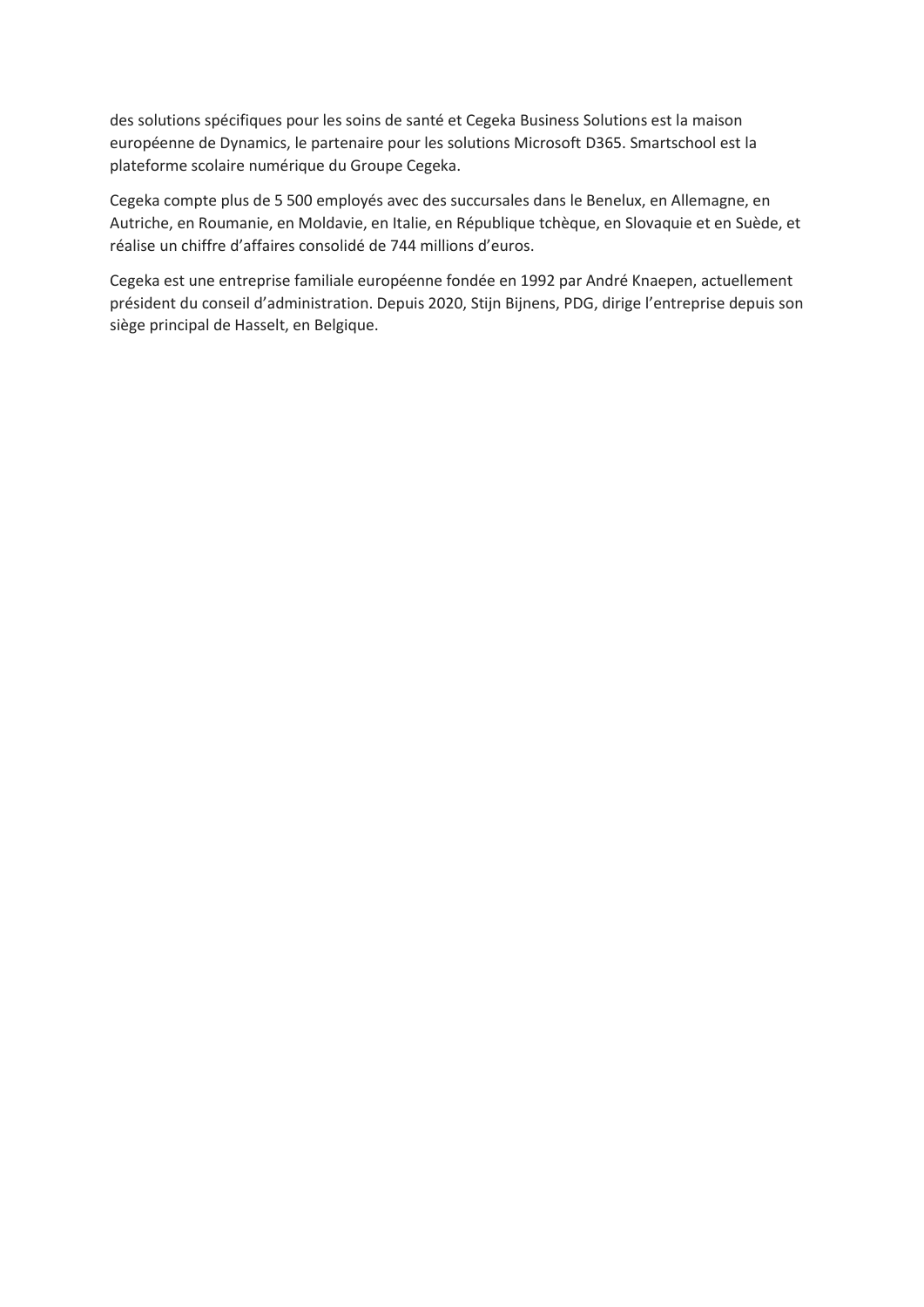des solutions spécifiques pour les soins de santé et Cegeka Business Solutions est la maison européenne de Dynamics, le partenaire pour les solutions Microsoft D365. Smartschool est la plateforme scolaire numérique du Groupe Cegeka.

Cegeka compte plus de 5 500 employés avec des succursales dans le Benelux, en Allemagne, en Autriche, en Roumanie, en Moldavie, en Italie, en République tchèque, en Slovaquie et en Suède, et réalise un chiffre d'affaires consolidé de 744 millions d'euros.

Cegeka est une entreprise familiale européenne fondée en 1992 par André Knaepen, actuellement président du conseil d'administration. Depuis 2020, Stijn Bijnens, PDG, dirige l'entreprise depuis son siège principal de Hasselt, en Belgique.